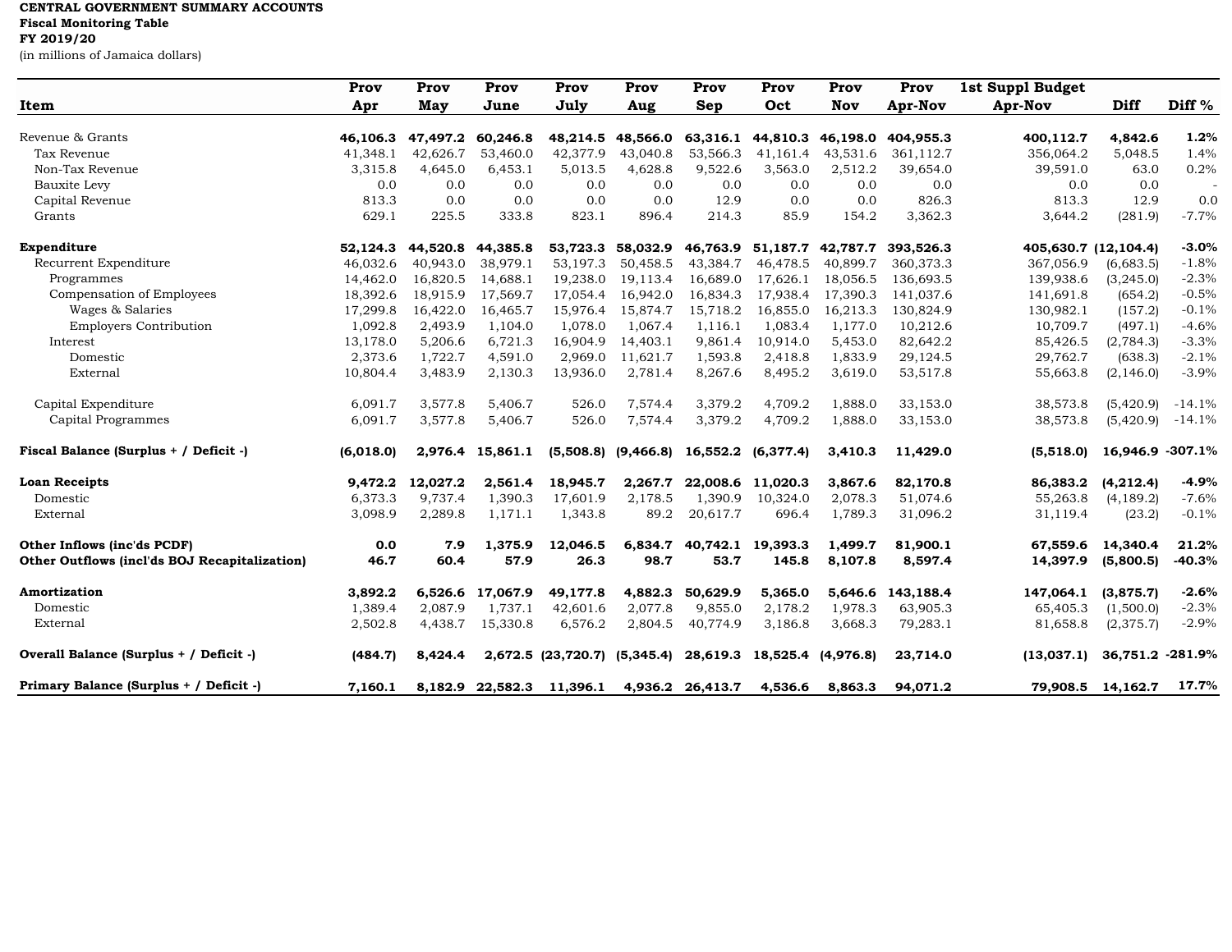**CENTRAL GOVERNMENT SUMMARY ACCOUNTS**
**Fiscal Monitoring Table**
**FY 2019/20**
(in millions of Jamaica dollars)

| Item | Prov Apr | Prov May | Prov June | Prov July | Prov Aug | Prov Sep | Prov Oct | Prov Nov | Prov Apr-Nov | 1st Suppl Budget Apr-Nov | Diff | Diff % |
|---|---|---|---|---|---|---|---|---|---|---|---|---|
| **Revenue & Grants** | **46,106.3** | **47,497.2** | **60,246.8** | **48,214.5** | **48,566.0** | **63,316.1** | **44,810.3** | **46,198.0** | **404,955.3** | **400,112.7** | **4,842.6** | **1.2%** |
| Tax Revenue | 41,348.1 | 42,626.7 | 53,460.0 | 42,377.9 | 43,040.8 | 53,566.3 | 41,161.4 | 43,531.6 | 361,112.7 | 356,064.2 | 5,048.5 | 1.4% |
| Non-Tax Revenue | 3,315.8 | 4,645.0 | 6,453.1 | 5,013.5 | 4,628.8 | 9,522.6 | 3,563.0 | 2,512.2 | 39,654.0 | 39,591.0 | 63.0 | 0.2% |
| Bauxite Levy | 0.0 | 0.0 | 0.0 | 0.0 | 0.0 | 0.0 | 0.0 | 0.0 | 0.0 | 0.0 | 0.0 | - |
| Capital Revenue | 813.3 | 0.0 | 0.0 | 0.0 | 0.0 | 12.9 | 0.0 | 0.0 | 826.3 | 813.3 | 12.9 | 0.0 |
| Grants | 629.1 | 225.5 | 333.8 | 823.1 | 896.4 | 214.3 | 85.9 | 154.2 | 3,362.3 | 3,644.2 | (281.9) | -7.7% |
| | | | | | | | | | | | | |
| **Expenditure** | **52,124.3** | **44,520.8** | **44,385.8** | **53,723.3** | **58,032.9** | **46,763.9** | **51,187.7** | **42,787.7** | **393,526.3** | **405,630.7** | **(12,104.4)** | **-3.0%** |
| Recurrent Expenditure | 46,032.6 | 40,943.0 | 38,979.1 | 53,197.3 | 50,458.5 | 43,384.7 | 46,478.5 | 40,899.7 | 360,373.3 | 367,056.9 | (6,683.5) | -1.8% |
| Programmes | 14,462.0 | 16,820.5 | 14,688.1 | 19,238.0 | 19,113.4 | 16,689.0 | 17,626.1 | 18,056.5 | 136,693.5 | 139,938.6 | (3,245.0) | -2.3% |
| Compensation of Employees | 18,392.6 | 18,915.9 | 17,569.7 | 17,054.4 | 16,942.0 | 16,834.3 | 17,938.4 | 17,390.3 | 141,037.6 | 141,691.8 | (654.2) | -0.5% |
| Wages & Salaries | 17,299.8 | 16,422.0 | 16,465.7 | 15,976.4 | 15,874.7 | 15,718.2 | 16,855.0 | 16,213.3 | 130,824.9 | 130,982.1 | (157.2) | -0.1% |
| Employers Contribution | 1,092.8 | 2,493.9 | 1,104.0 | 1,078.0 | 1,067.4 | 1,116.1 | 1,083.4 | 1,177.0 | 10,212.6 | 10,709.7 | (497.1) | -4.6% |
| Interest | 13,178.0 | 5,206.6 | 6,721.3 | 16,904.9 | 14,403.1 | 9,861.4 | 10,914.0 | 5,453.0 | 82,642.2 | 85,426.5 | (2,784.3) | -3.3% |
| Domestic | 2,373.6 | 1,722.7 | 4,591.0 | 2,969.0 | 11,621.7 | 1,593.8 | 2,418.8 | 1,833.9 | 29,124.5 | 29,762.7 | (638.3) | -2.1% |
| External | 10,804.4 | 3,483.9 | 2,130.3 | 13,936.0 | 2,781.4 | 8,267.6 | 8,495.2 | 3,619.0 | 53,517.8 | 55,663.8 | (2,146.0) | -3.9% |
| | | | | | | | | | | | | |
| Capital Expenditure | 6,091.7 | 3,577.8 | 5,406.7 | 526.0 | 7,574.4 | 3,379.2 | 4,709.2 | 1,888.0 | 33,153.0 | 38,573.8 | (5,420.9) | -14.1% |
| Capital Programmes | 6,091.7 | 3,577.8 | 5,406.7 | 526.0 | 7,574.4 | 3,379.2 | 4,709.2 | 1,888.0 | 33,153.0 | 38,573.8 | (5,420.9) | -14.1% |
| | | | | | | | | | | | | |
| **Fiscal Balance (Surplus + / Deficit -)** | **(6,018.0)** | **2,976.4** | **15,861.1** | **(5,508.8)** | **(9,466.8)** | **16,552.2** | **(6,377.4)** | **3,410.3** | **11,429.0** | **(5,518.0)** | **16,946.9** | **-307.1%** |
| | | | | | | | | | | | | |
| **Loan Receipts** | **9,472.2** | **12,027.2** | **2,561.4** | **18,945.7** | **2,267.7** | **22,008.6** | **11,020.3** | **3,867.6** | **82,170.8** | **86,383.2** | **(4,212.4)** | **-4.9%** |
| Domestic | 6,373.3 | 9,737.4 | 1,390.3 | 17,601.9 | 2,178.5 | 1,390.9 | 10,324.0 | 2,078.3 | 51,074.6 | 55,263.8 | (4,189.2) | -7.6% |
| External | 3,098.9 | 2,289.8 | 1,171.1 | 1,343.8 | 89.2 | 20,617.7 | 696.4 | 1,789.3 | 31,096.2 | 31,119.4 | (23.2) | -0.1% |
| | | | | | | | | | | | | |
| **Other Inflows (inc'ds PCDF)** | **0.0** | **7.9** | **1,375.9** | **12,046.5** | **6,834.7** | **40,742.1** | **19,393.3** | **1,499.7** | **81,900.1** | **67,559.6** | **14,340.4** | **21.2%** |
| **Other Outflows (incl'ds BOJ Recapitalization)** | **46.7** | **60.4** | **57.9** | **26.3** | **98.7** | **53.7** | **145.8** | **8,107.8** | **8,597.4** | **14,397.9** | **(5,800.5)** | **-40.3%** |
| | | | | | | | | | | | | |
| **Amortization** | **3,892.2** | **6,526.6** | **17,067.9** | **49,177.8** | **4,882.3** | **50,629.9** | **5,365.0** | **5,646.6** | **143,188.4** | **147,064.1** | **(3,875.7)** | **-2.6%** |
| Domestic | 1,389.4 | 2,087.9 | 1,737.1 | 42,601.6 | 2,077.8 | 9,855.0 | 2,178.2 | 1,978.3 | 63,905.3 | 65,405.3 | (1,500.0) | -2.3% |
| External | 2,502.8 | 4,438.7 | 15,330.8 | 6,576.2 | 2,804.5 | 40,774.9 | 3,186.8 | 3,668.3 | 79,283.1 | 81,658.8 | (2,375.7) | -2.9% |
| | | | | | | | | | | | | |
| **Overall Balance (Surplus + / Deficit -)** | **(484.7)** | **8,424.4** | **2,672.5** | **(23,720.7)** | **(5,345.4)** | **28,619.3** | **18,525.4** | **(4,976.8)** | **23,714.0** | **(13,037.1)** | **36,751.2** | **-281.9%** |
| | | | | | | | | | | | | |
| **Primary Balance (Surplus + / Deficit -)** | **7,160.1** | **8,182.9** | **22,582.3** | **11,396.1** | **4,936.2** | **26,413.7** | **4,536.6** | **8,863.3** | **94,071.2** | **79,908.5** | **14,162.7** | **17.7%** |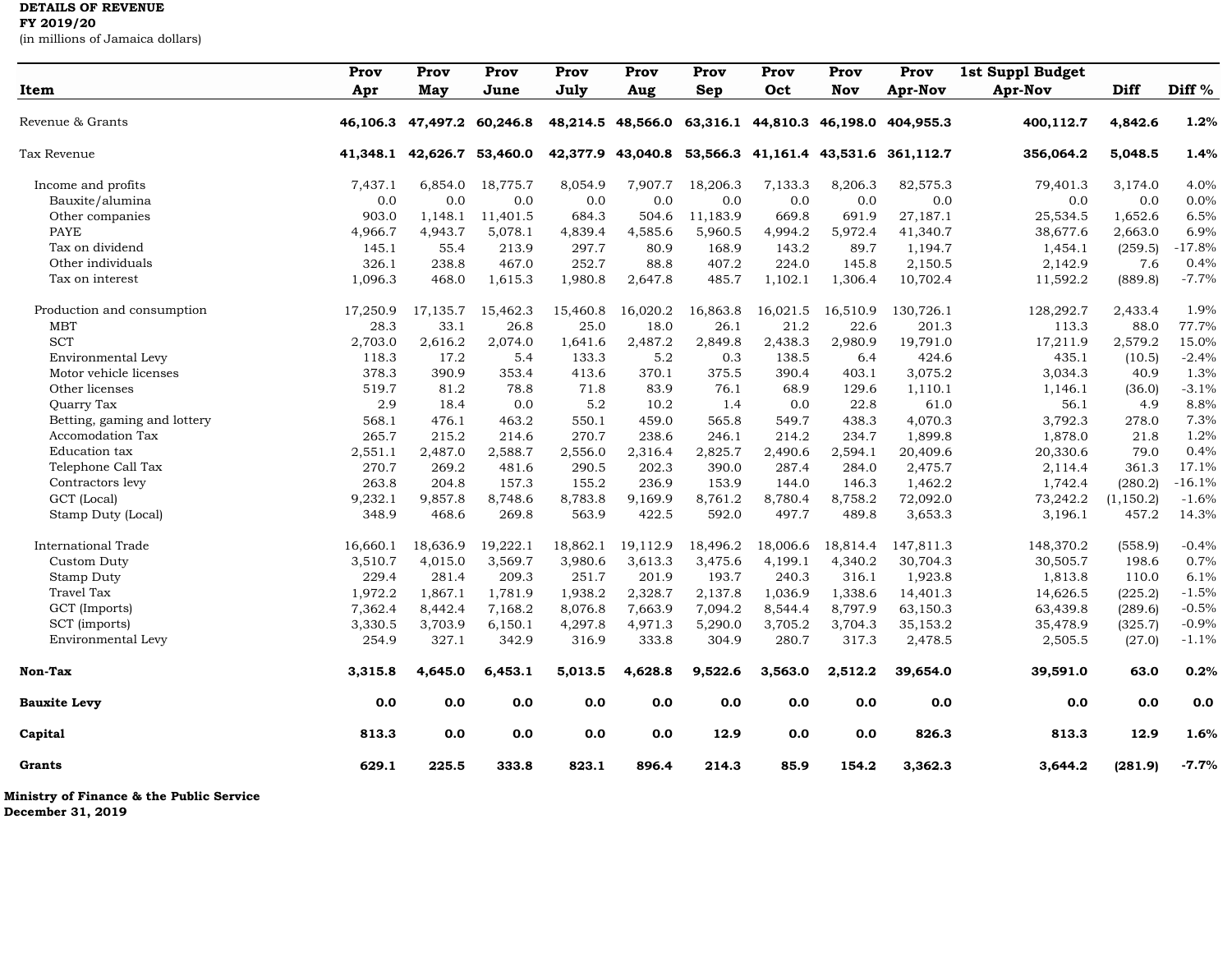**DETAILS OF REVENUE**
**FY 2019/20**
(in millions of Jamaica dollars)

| Item | Prov Apr | Prov May | Prov June | Prov July | Prov Aug | Prov Sep | Prov Oct | Prov Nov | Prov Apr-Nov | 1st Suppl Budget Apr-Nov | Diff | Diff % |
|---|---|---|---|---|---|---|---|---|---|---|---|---|
| Revenue & Grants | **46,106.3** | **47,497.2** | **60,246.8** | **48,214.5** | **48,566.0** | **63,316.1** | **44,810.3** | **46,198.0** | **404,955.3** | **400,112.7** | **4,842.6** | **1.2%** |
| Tax Revenue | **41,348.1** | **42,626.7** | **53,460.0** | **42,377.9** | **43,040.8** | **53,566.3** | **41,161.4** | **43,531.6** | **361,112.7** | **356,064.2** | **5,048.5** | **1.4%** |
| Income and profits | 7,437.1 | 6,854.0 | 18,775.7 | 8,054.9 | 7,907.7 | 18,206.3 | 7,133.3 | 8,206.3 | 82,575.3 | 79,401.3 | 3,174.0 | 4.0% |
| Bauxite/alumina | 0.0 | 0.0 | 0.0 | 0.0 | 0.0 | 0.0 | 0.0 | 0.0 | 0.0 | 0.0 | 0.0 | 0.0% |
| Other companies | 903.0 | 1,148.1 | 11,401.5 | 684.3 | 504.6 | 11,183.9 | 669.8 | 691.9 | 27,187.1 | 25,534.5 | 1,652.6 | 6.5% |
| PAYE | 4,966.7 | 4,943.7 | 5,078.1 | 4,839.4 | 4,585.6 | 5,960.5 | 4,994.2 | 5,972.4 | 41,340.7 | 38,677.6 | 2,663.0 | 6.9% |
| Tax on dividend | 145.1 | 55.4 | 213.9 | 297.7 | 80.9 | 168.9 | 143.2 | 89.7 | 1,194.7 | 1,454.1 | (259.5) | -17.8% |
| Other individuals | 326.1 | 238.8 | 467.0 | 252.7 | 88.8 | 407.2 | 224.0 | 145.8 | 2,150.5 | 2,142.9 | 7.6 | 0.4% |
| Tax on interest | 1,096.3 | 468.0 | 1,615.3 | 1,980.8 | 2,647.8 | 485.7 | 1,102.1 | 1,306.4 | 10,702.4 | 11,592.2 | (889.8) | -7.7% |
| Production and consumption | 17,250.9 | 17,135.7 | 15,462.3 | 15,460.8 | 16,020.2 | 16,863.8 | 16,021.5 | 16,510.9 | 130,726.1 | 128,292.7 | 2,433.4 | 1.9% |
| MBT | 28.3 | 33.1 | 26.8 | 25.0 | 18.0 | 26.1 | 21.2 | 22.6 | 201.3 | 113.3 | 88.0 | 77.7% |
| SCT | 2,703.0 | 2,616.2 | 2,074.0 | 1,641.6 | 2,487.2 | 2,849.8 | 2,438.3 | 2,980.9 | 19,791.0 | 17,211.9 | 2,579.2 | 15.0% |
| Environmental Levy | 118.3 | 17.2 | 5.4 | 133.3 | 5.2 | 0.3 | 138.5 | 6.4 | 424.6 | 435.1 | (10.5) | -2.4% |
| Motor vehicle licenses | 378.3 | 390.9 | 353.4 | 413.6 | 370.1 | 375.5 | 390.4 | 403.1 | 3,075.2 | 3,034.3 | 40.9 | 1.3% |
| Other licenses | 519.7 | 81.2 | 78.8 | 71.8 | 83.9 | 76.1 | 68.9 | 129.6 | 1,110.1 | 1,146.1 | (36.0) | -3.1% |
| Quarry Tax | 2.9 | 18.4 | 0.0 | 5.2 | 10.2 | 1.4 | 0.0 | 22.8 | 61.0 | 56.1 | 4.9 | 8.8% |
| Betting, gaming and lottery | 568.1 | 476.1 | 463.2 | 550.1 | 459.0 | 565.8 | 549.7 | 438.3 | 4,070.3 | 3,792.3 | 278.0 | 7.3% |
| Accomodation Tax | 265.7 | 215.2 | 214.6 | 270.7 | 238.6 | 246.1 | 214.2 | 234.7 | 1,899.8 | 1,878.0 | 21.8 | 1.2% |
| Education tax | 2,551.1 | 2,487.0 | 2,588.7 | 2,556.0 | 2,316.4 | 2,825.7 | 2,490.6 | 2,594.1 | 20,409.6 | 20,330.6 | 79.0 | 0.4% |
| Telephone Call Tax | 270.7 | 269.2 | 481.6 | 290.5 | 202.3 | 390.0 | 287.4 | 284.0 | 2,475.7 | 2,114.4 | 361.3 | 17.1% |
| Contractors levy | 263.8 | 204.8 | 157.3 | 155.2 | 236.9 | 153.9 | 144.0 | 146.3 | 1,462.2 | 1,742.4 | (280.2) | -16.1% |
| GCT (Local) | 9,232.1 | 9,857.8 | 8,748.6 | 8,783.8 | 9,169.9 | 8,761.2 | 8,780.4 | 8,758.2 | 72,092.0 | 73,242.2 | (1,150.2) | -1.6% |
| Stamp Duty (Local) | 348.9 | 468.6 | 269.8 | 563.9 | 422.5 | 592.0 | 497.7 | 489.8 | 3,653.3 | 3,196.1 | 457.2 | 14.3% |
| International Trade | 16,660.1 | 18,636.9 | 19,222.1 | 18,862.1 | 19,112.9 | 18,496.2 | 18,006.6 | 18,814.4 | 147,811.3 | 148,370.2 | (558.9) | -0.4% |
| Custom Duty | 3,510.7 | 4,015.0 | 3,569.7 | 3,980.6 | 3,613.3 | 3,475.6 | 4,199.1 | 4,340.2 | 30,704.3 | 30,505.7 | 198.6 | 0.7% |
| Stamp Duty | 229.4 | 281.4 | 209.3 | 251.7 | 201.9 | 193.7 | 240.3 | 316.1 | 1,923.8 | 1,813.8 | 110.0 | 6.1% |
| Travel Tax | 1,972.2 | 1,867.1 | 1,781.9 | 1,938.2 | 2,328.7 | 2,137.8 | 1,036.9 | 1,338.6 | 14,401.3 | 14,626.5 | (225.2) | -1.5% |
| GCT (Imports) | 7,362.4 | 8,442.4 | 7,168.2 | 8,076.8 | 7,663.9 | 7,094.2 | 8,544.4 | 8,797.9 | 63,150.3 | 63,439.8 | (289.6) | -0.5% |
| SCT (imports) | 3,330.5 | 3,703.9 | 6,150.1 | 4,297.8 | 4,971.3 | 5,290.0 | 3,705.2 | 3,704.3 | 35,153.2 | 35,478.9 | (325.7) | -0.9% |
| Environmental Levy | 254.9 | 327.1 | 342.9 | 316.9 | 333.8 | 304.9 | 280.7 | 317.3 | 2,478.5 | 2,505.5 | (27.0) | -1.1% |
| **Non-Tax** | **3,315.8** | **4,645.0** | **6,453.1** | **5,013.5** | **4,628.8** | **9,522.6** | **3,563.0** | **2,512.2** | **39,654.0** | **39,591.0** | **63.0** | **0.2%** |
| **Bauxite Levy** | **0.0** | **0.0** | **0.0** | **0.0** | **0.0** | **0.0** | **0.0** | **0.0** | **0.0** | **0.0** | **0.0** | **0.0** |
| **Capital** | **813.3** | **0.0** | **0.0** | **0.0** | **0.0** | **12.9** | **0.0** | **0.0** | **826.3** | **813.3** | **12.9** | **1.6%** |
| **Grants** | **629.1** | **225.5** | **333.8** | **823.1** | **896.4** | **214.3** | **85.9** | **154.2** | **3,362.3** | **3,644.2** | **(281.9)** | **-7.7%** |

**Ministry of Finance & the Public Service**
**December 31, 2019**